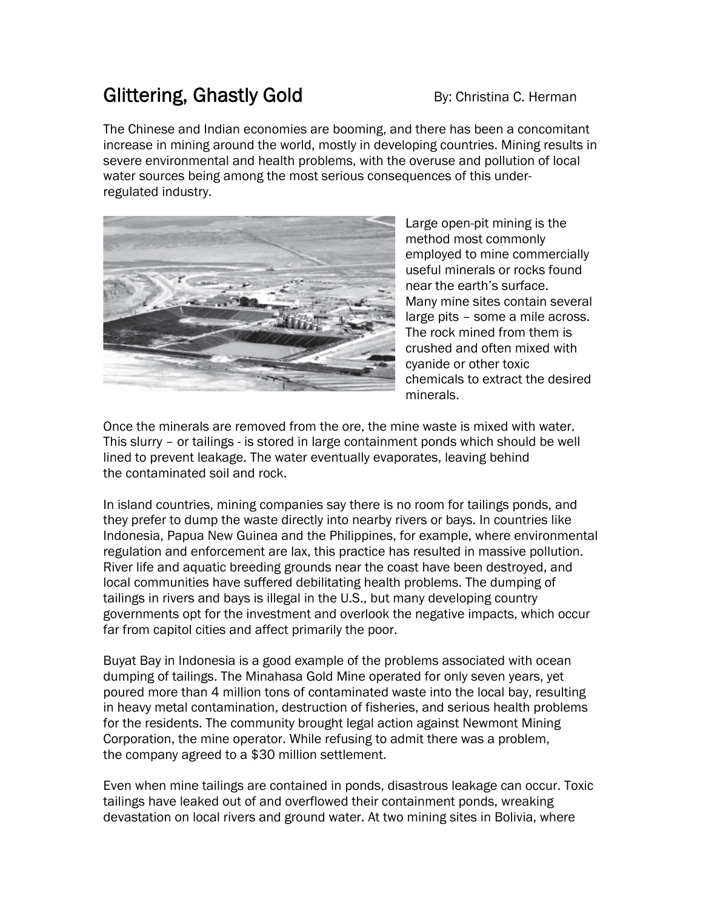# Glittering, Ghastly Gold

By: Christina C. Herman

The Chinese and Indian economies are booming, and there has been a concomitant increase in mining around the world, mostly in developing countries. Mining results in severe environmental and health problems, with the overuse and pollution of local water sources being among the most serious consequences of this under-regulated industry.

Large open-pit mining is the method most commonly employed to mine commercially useful minerals or rocks found near the earth's surface. Many mine sites contain several large pits – some a mile across. The rock mined from them is crushed and often mixed with cyanide or other toxic chemicals to extract the desired minerals.

Once the minerals are removed from the ore, the mine waste is mixed with water. This slurry – or tailings - is stored in large containment ponds which should be well lined to prevent leakage. The water eventually evaporates, leaving behind the contaminated soil and rock.

In island countries, mining companies say there is no room for tailings ponds, and they prefer to dump the waste directly into nearby rivers or bays. In countries like Indonesia, Papua New Guinea and the Philippines, for example, where environmental regulation and enforcement are lax, this practice has resulted in massive pollution. River life and aquatic breeding grounds near the coast have been destroyed, and local communities have suffered debilitating health problems. The dumping of tailings in rivers and bays is illegal in the U.S., but many developing country governments opt for the investment and overlook the negative impacts, which occur far from capitol cities and affect primarily the poor.

Buyat Bay in Indonesia is a good example of the problems associated with ocean dumping of tailings. The Minahasa Gold Mine operated for only seven years, yet poured more than 4 million tons of contaminated waste into the local bay, resulting in heavy metal contamination, destruction of fisheries, and serious health problems for the residents. The community brought legal action against Newmont Mining Corporation, the mine operator. While refusing to admit there was a problem, the company agreed to a $30 million settlement.

Even when mine tailings are contained in ponds, disastrous leakage can occur. Toxic tailings have leaked out of and overflowed their containment ponds, wreaking devastation on local rivers and ground water. At two mining sites in Bolivia, where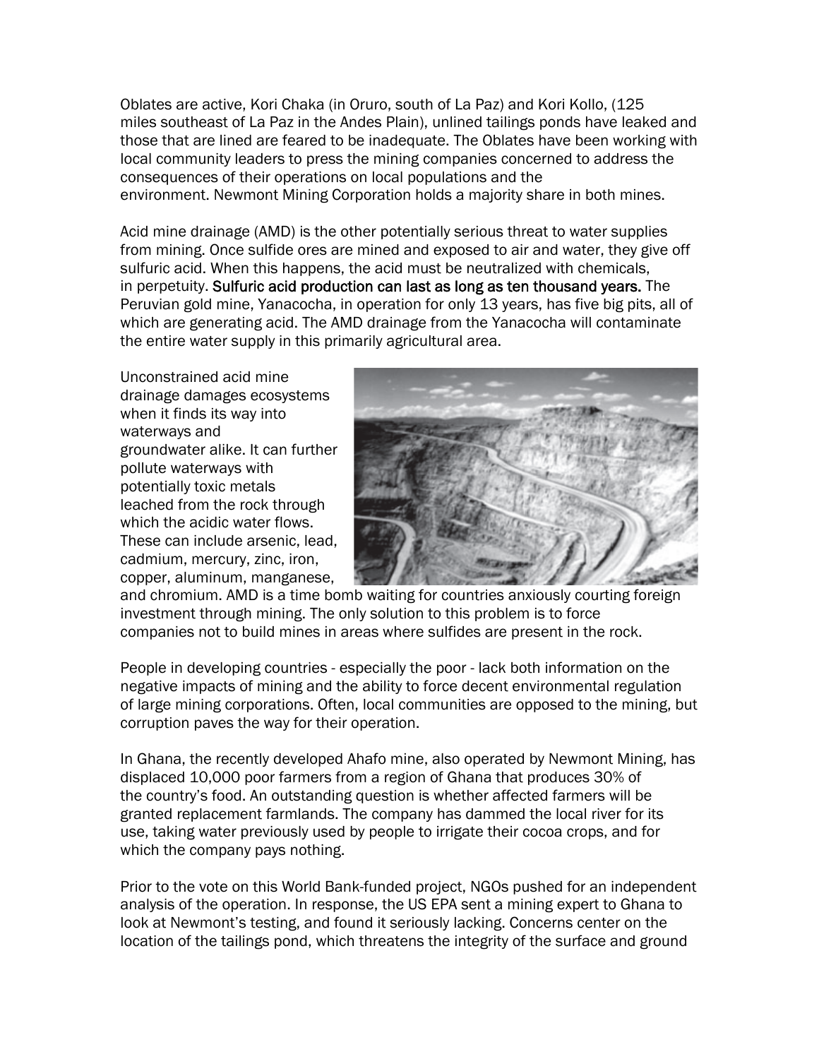Oblates are active, Kori Chaka (in Oruro, south of La Paz) and Kori Kollo, (125 miles southeast of La Paz in the Andes Plain), unlined tailings ponds have leaked and those that are lined are feared to be inadequate. The Oblates have been working with local community leaders to press the mining companies concerned to address the consequences of their operations on local populations and the environment. Newmont Mining Corporation holds a majority share in both mines.

Acid mine drainage (AMD) is the other potentially serious threat to water supplies from mining. Once sulfide ores are mined and exposed to air and water, they give off sulfuric acid. When this happens, the acid must be neutralized with chemicals, in perpetuity. Sulfuric acid production can last as long as ten thousand years. The Peruvian gold mine, Yanacocha, in operation for only 13 years, has five big pits, all of which are generating acid. The AMD drainage from the Yanacocha will contaminate the entire water supply in this primarily agricultural area.

Unconstrained acid mine drainage damages ecosystems when it finds its way into waterways and groundwater alike. It can further pollute waterways with potentially toxic metals leached from the rock through which the acidic water flows. These can include arsenic, lead, cadmium, mercury, zinc, iron, copper, aluminum, manganese, and chromium. AMD is a time bomb waiting for countries anxiously courting foreign investment through mining. The only solution to this problem is to force companies not to build mines in areas where sulfides are present in the rock.

People in developing countries - especially the poor - lack both information on the negative impacts of mining and the ability to force decent environmental regulation of large mining corporations. Often, local communities are opposed to the mining, but corruption paves the way for their operation.

In Ghana, the recently developed Ahafo mine, also operated by Newmont Mining, has displaced 10,000 poor farmers from a region of Ghana that produces 30% of the country's food. An outstanding question is whether affected farmers will be granted replacement farmlands. The company has dammed the local river for its use, taking water previously used by people to irrigate their cocoa crops, and for which the company pays nothing.

Prior to the vote on this World Bank-funded project, NGOs pushed for an independent analysis of the operation. In response, the US EPA sent a mining expert to Ghana to look at Newmont's testing, and found it seriously lacking. Concerns center on the location of the tailings pond, which threatens the integrity of the surface and ground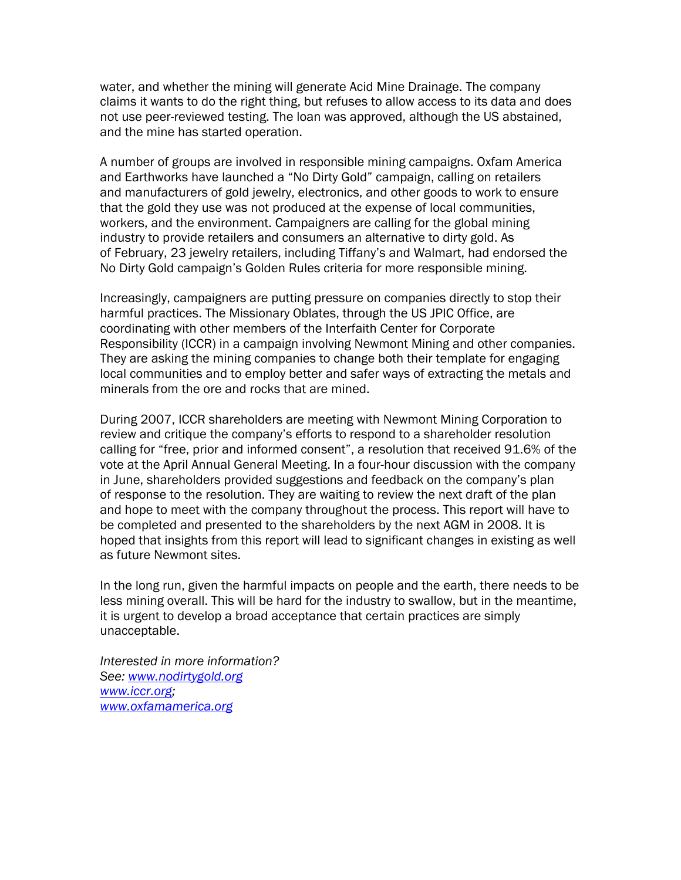water, and whether the mining will generate Acid Mine Drainage. The company claims it wants to do the right thing, but refuses to allow access to its data and does not use peer-reviewed testing. The loan was approved, although the US abstained, and the mine has started operation.

A number of groups are involved in responsible mining campaigns. Oxfam America and Earthworks have launched a "No Dirty Gold" campaign, calling on retailers and manufacturers of gold jewelry, electronics, and other goods to work to ensure that the gold they use was not produced at the expense of local communities, workers, and the environment. Campaigners are calling for the global mining industry to provide retailers and consumers an alternative to dirty gold. As of February, 23 jewelry retailers, including Tiffany's and Walmart, had endorsed the No Dirty Gold campaign's Golden Rules criteria for more responsible mining.

Increasingly, campaigners are putting pressure on companies directly to stop their harmful practices. The Missionary Oblates, through the US JPIC Office, are coordinating with other members of the Interfaith Center for Corporate Responsibility (ICCR) in a campaign involving Newmont Mining and other companies. They are asking the mining companies to change both their template for engaging local communities and to employ better and safer ways of extracting the metals and minerals from the ore and rocks that are mined.

During 2007, ICCR shareholders are meeting with Newmont Mining Corporation to review and critique the company's efforts to respond to a shareholder resolution calling for "free, prior and informed consent", a resolution that received 91.6% of the vote at the April Annual General Meeting. In a four-hour discussion with the company in June, shareholders provided suggestions and feedback on the company's plan of response to the resolution. They are waiting to review the next draft of the plan and hope to meet with the company throughout the process. This report will have to be completed and presented to the shareholders by the next AGM in 2008. It is hoped that insights from this report will lead to significant changes in existing as well as future Newmont sites.

In the long run, given the harmful impacts on people and the earth, there needs to be less mining overall. This will be hard for the industry to swallow, but in the meantime, it is urgent to develop a broad acceptance that certain practices are simply unacceptable.

*Interested in more information?*
*See: [www.nodirtygold.org](http://www.nodirtygold.org)*
*[www.iccr.org](http://www.iccr.org);*
*[www.oxfamamerica.org](http://www.oxfamamerica.org)*